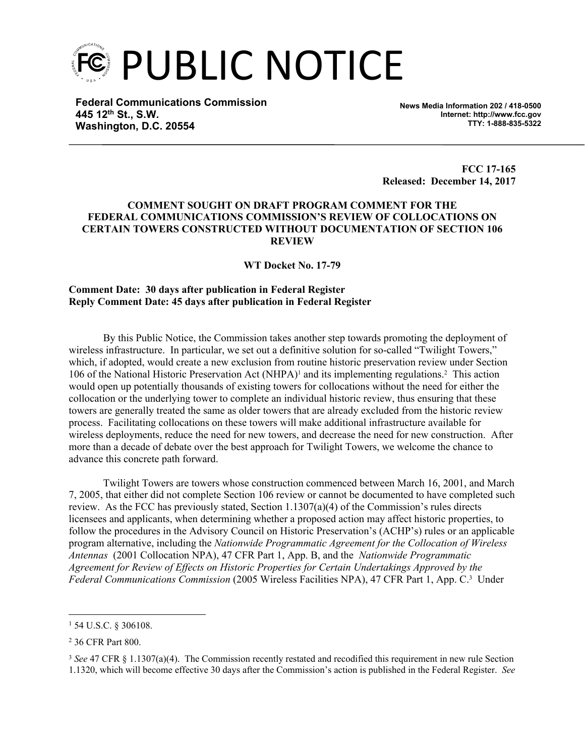# PUBLIC NOTICE

**Federal Communications Commission**
**445 12th St., S.W.**
**Washington, D.C. 20554**

**News Media Information 202 / 418-0500**
**Internet: http://www.fcc.gov**
**TTY: 1-888-835-5322**

**FCC 17-165**
**Released: December 14, 2017**

**COMMENT SOUGHT ON DRAFT PROGRAM COMMENT FOR THE FEDERAL COMMUNICATIONS COMMISSION'S REVIEW OF COLLOCATIONS ON CERTAIN TOWERS CONSTRUCTED WITHOUT DOCUMENTATION OF SECTION 106 REVIEW**

**WT Docket No. 17-79**

**Comment Date: 30 days after publication in Federal Register**
**Reply Comment Date: 45 days after publication in Federal Register**

By this Public Notice, the Commission takes another step towards promoting the deployment of wireless infrastructure. In particular, we set out a definitive solution for so-called "Twilight Towers," which, if adopted, would create a new exclusion from routine historic preservation review under Section 106 of the National Historic Preservation Act (NHPA)[1] and its implementing regulations.[2] This action would open up potentially thousands of existing towers for collocations without the need for either the collocation or the underlying tower to complete an individual historic review, thus ensuring that these towers are generally treated the same as older towers that are already excluded from the historic review process. Facilitating collocations on these towers will make additional infrastructure available for wireless deployments, reduce the need for new towers, and decrease the need for new construction. After more than a decade of debate over the best approach for Twilight Towers, we welcome the chance to advance this concrete path forward.

Twilight Towers are towers whose construction commenced between March 16, 2001, and March 7, 2005, that either did not complete Section 106 review or cannot be documented to have completed such review. As the FCC has previously stated, Section 1.1307(a)(4) of the Commission's rules directs licensees and applicants, when determining whether a proposed action may affect historic properties, to follow the procedures in the Advisory Council on Historic Preservation's (ACHP's) rules or an applicable program alternative, including the *Nationwide Programmatic Agreement for the Collocation of Wireless Antennas* (2001 Collocation NPA), 47 CFR Part 1, App. B, and the *Nationwide Programmatic Agreement for Review of Effects on Historic Properties for Certain Undertakings Approved by the Federal Communications Commission* (2005 Wireless Facilities NPA), 47 CFR Part 1, App. C.[3] Under

---

[1] 54 U.S.C. § 306108.

[2] 36 CFR Part 800.

[3] *See* 47 CFR § 1.1307(a)(4). The Commission recently restated and recodified this requirement in new rule Section 1.1320, which will become effective 30 days after the Commission's action is published in the Federal Register. *See*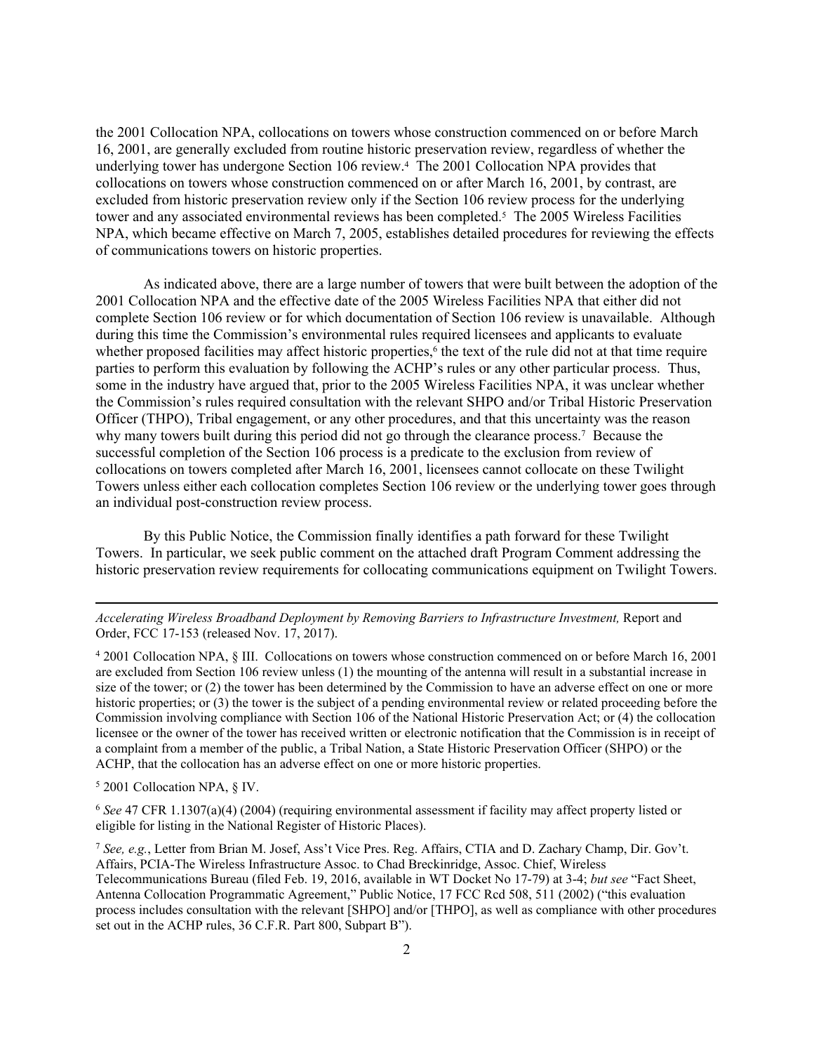the 2001 Collocation NPA, collocations on towers whose construction commenced on or before March 16, 2001, are generally excluded from routine historic preservation review, regardless of whether the underlying tower has undergone Section 106 review.[4] The 2001 Collocation NPA provides that collocations on towers whose construction commenced on or after March 16, 2001, by contrast, are excluded from historic preservation review only if the Section 106 review process for the underlying tower and any associated environmental reviews has been completed.[5] The 2005 Wireless Facilities NPA, which became effective on March 7, 2005, establishes detailed procedures for reviewing the effects of communications towers on historic properties.

As indicated above, there are a large number of towers that were built between the adoption of the 2001 Collocation NPA and the effective date of the 2005 Wireless Facilities NPA that either did not complete Section 106 review or for which documentation of Section 106 review is unavailable. Although during this time the Commission's environmental rules required licensees and applicants to evaluate whether proposed facilities may affect historic properties,[6] the text of the rule did not at that time require parties to perform this evaluation by following the ACHP's rules or any other particular process. Thus, some in the industry have argued that, prior to the 2005 Wireless Facilities NPA, it was unclear whether the Commission's rules required consultation with the relevant SHPO and/or Tribal Historic Preservation Officer (THPO), Tribal engagement, or any other procedures, and that this uncertainty was the reason why many towers built during this period did not go through the clearance process.[7] Because the successful completion of the Section 106 process is a predicate to the exclusion from review of collocations on towers completed after March 16, 2001, licensees cannot collocate on these Twilight Towers unless either each collocation completes Section 106 review or the underlying tower goes through an individual post-construction review process.

By this Public Notice, the Commission finally identifies a path forward for these Twilight Towers. In particular, we seek public comment on the attached draft Program Comment addressing the historic preservation review requirements for collocating communications equipment on Twilight Towers.

---

*Accelerating Wireless Broadband Deployment by Removing Barriers to Infrastructure Investment,* Report and Order, FCC 17-153 (released Nov. 17, 2017).

[4] 2001 Collocation NPA, § III. Collocations on towers whose construction commenced on or before March 16, 2001 are excluded from Section 106 review unless (1) the mounting of the antenna will result in a substantial increase in size of the tower; or (2) the tower has been determined by the Commission to have an adverse effect on one or more historic properties; or (3) the tower is the subject of a pending environmental review or related proceeding before the Commission involving compliance with Section 106 of the National Historic Preservation Act; or (4) the collocation licensee or the owner of the tower has received written or electronic notification that the Commission is in receipt of a complaint from a member of the public, a Tribal Nation, a State Historic Preservation Officer (SHPO) or the ACHP, that the collocation has an adverse effect on one or more historic properties.

[5] 2001 Collocation NPA, § IV.

[6] *See* 47 CFR 1.1307(a)(4) (2004) (requiring environmental assessment if facility may affect property listed or eligible for listing in the National Register of Historic Places).

[7] *See, e.g.*, Letter from Brian M. Josef, Ass't Vice Pres. Reg. Affairs, CTIA and D. Zachary Champ, Dir. Gov't. Affairs, PCIA-The Wireless Infrastructure Assoc. to Chad Breckinridge, Assoc. Chief, Wireless Telecommunications Bureau (filed Feb. 19, 2016, available in WT Docket No 17-79) at 3-4; *but see* "Fact Sheet, Antenna Collocation Programmatic Agreement," Public Notice, 17 FCC Rcd 508, 511 (2002) ("this evaluation process includes consultation with the relevant [SHPO] and/or [THPO], as well as compliance with other procedures set out in the ACHP rules, 36 C.F.R. Part 800, Subpart B").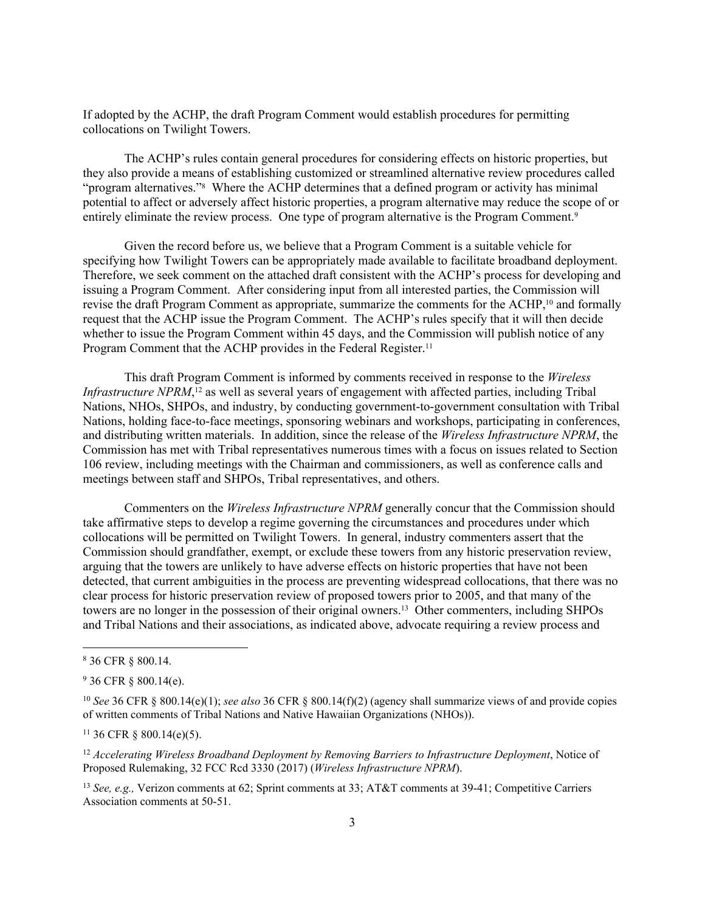If adopted by the ACHP, the draft Program Comment would establish procedures for permitting collocations on Twilight Towers.

The ACHP's rules contain general procedures for considering effects on historic properties, but they also provide a means of establishing customized or streamlined alternative review procedures called "program alternatives."[8] Where the ACHP determines that a defined program or activity has minimal potential to affect or adversely affect historic properties, a program alternative may reduce the scope of or entirely eliminate the review process. One type of program alternative is the Program Comment.[9]

Given the record before us, we believe that a Program Comment is a suitable vehicle for specifying how Twilight Towers can be appropriately made available to facilitate broadband deployment. Therefore, we seek comment on the attached draft consistent with the ACHP's process for developing and issuing a Program Comment. After considering input from all interested parties, the Commission will revise the draft Program Comment as appropriate, summarize the comments for the ACHP,[10] and formally request that the ACHP issue the Program Comment. The ACHP's rules specify that it will then decide whether to issue the Program Comment within 45 days, and the Commission will publish notice of any Program Comment that the ACHP provides in the Federal Register.[11]

This draft Program Comment is informed by comments received in response to the *Wireless Infrastructure NPRM*,[12] as well as several years of engagement with affected parties, including Tribal Nations, NHOs, SHPOs, and industry, by conducting government-to-government consultation with Tribal Nations, holding face-to-face meetings, sponsoring webinars and workshops, participating in conferences, and distributing written materials. In addition, since the release of the *Wireless Infrastructure NPRM*, the Commission has met with Tribal representatives numerous times with a focus on issues related to Section 106 review, including meetings with the Chairman and commissioners, as well as conference calls and meetings between staff and SHPOs, Tribal representatives, and others.

Commenters on the *Wireless Infrastructure NPRM* generally concur that the Commission should take affirmative steps to develop a regime governing the circumstances and procedures under which collocations will be permitted on Twilight Towers. In general, industry commenters assert that the Commission should grandfather, exempt, or exclude these towers from any historic preservation review, arguing that the towers are unlikely to have adverse effects on historic properties that have not been detected, that current ambiguities in the process are preventing widespread collocations, that there was no clear process for historic preservation review of proposed towers prior to 2005, and that many of the towers are no longer in the possession of their original owners.[13] Other commenters, including SHPOs and Tribal Nations and their associations, as indicated above, advocate requiring a review process and

---

[8] 36 CFR § 800.14.

[9] 36 CFR § 800.14(e).

[10] *See* 36 CFR § 800.14(e)(1); *see also* 36 CFR § 800.14(f)(2) (agency shall summarize views of and provide copies of written comments of Tribal Nations and Native Hawaiian Organizations (NHOs)).

[11] 36 CFR § 800.14(e)(5).

[12] *Accelerating Wireless Broadband Deployment by Removing Barriers to Infrastructure Deployment*, Notice of Proposed Rulemaking, 32 FCC Rcd 3330 (2017) (*Wireless Infrastructure NPRM*).

[13] *See, e.g.,* Verizon comments at 62; Sprint comments at 33; AT&T comments at 39-41; Competitive Carriers Association comments at 50-51.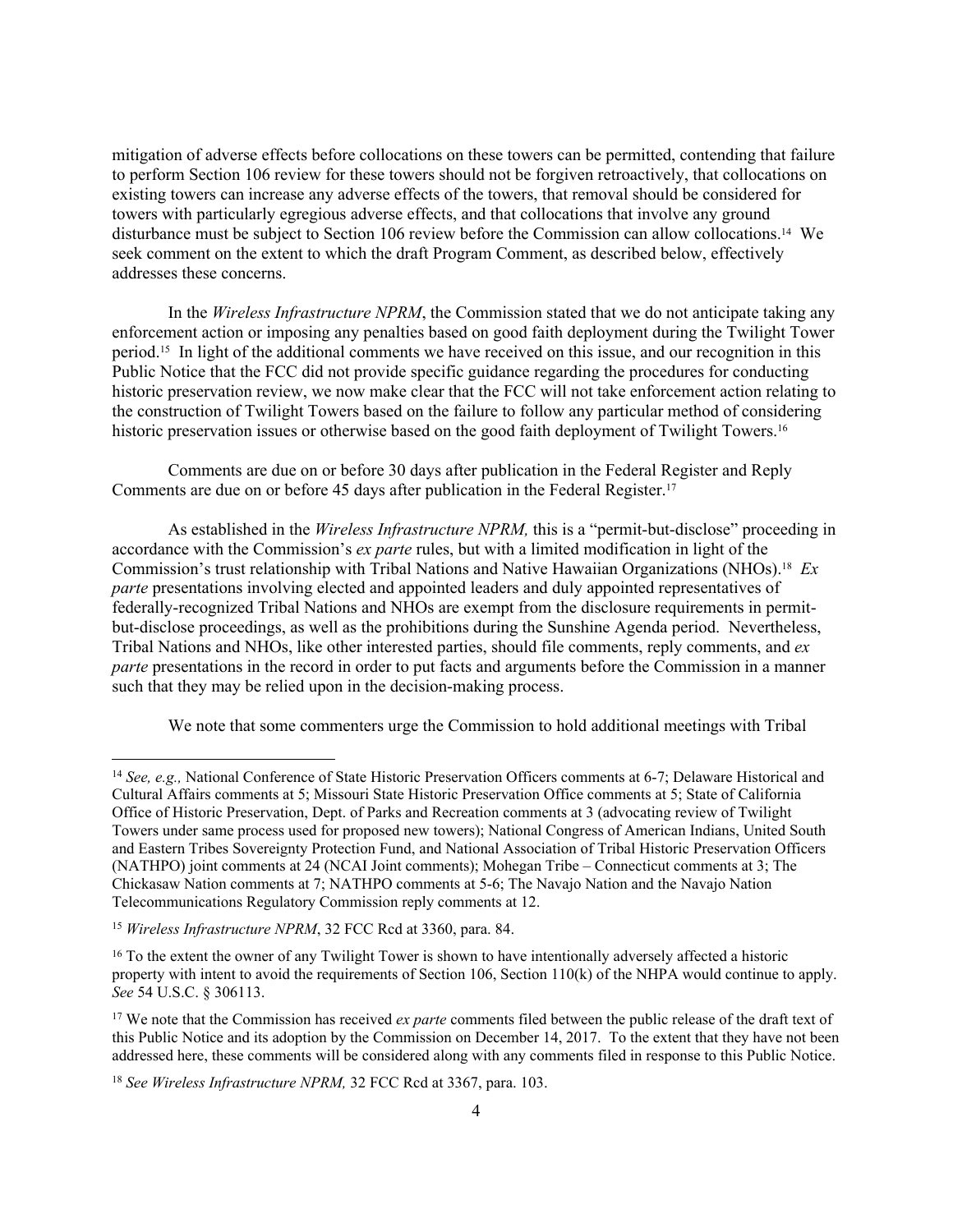mitigation of adverse effects before collocations on these towers can be permitted, contending that failure to perform Section 106 review for these towers should not be forgiven retroactively, that collocations on existing towers can increase any adverse effects of the towers, that removal should be considered for towers with particularly egregious adverse effects, and that collocations that involve any ground disturbance must be subject to Section 106 review before the Commission can allow collocations.[14] We seek comment on the extent to which the draft Program Comment, as described below, effectively addresses these concerns.

In the *Wireless Infrastructure NPRM*, the Commission stated that we do not anticipate taking any enforcement action or imposing any penalties based on good faith deployment during the Twilight Tower period.[15] In light of the additional comments we have received on this issue, and our recognition in this Public Notice that the FCC did not provide specific guidance regarding the procedures for conducting historic preservation review, we now make clear that the FCC will not take enforcement action relating to the construction of Twilight Towers based on the failure to follow any particular method of considering historic preservation issues or otherwise based on the good faith deployment of Twilight Towers.[16]

Comments are due on or before 30 days after publication in the Federal Register and Reply Comments are due on or before 45 days after publication in the Federal Register.[17]

As established in the *Wireless Infrastructure NPRM,* this is a "permit-but-disclose" proceeding in accordance with the Commission's *ex parte* rules, but with a limited modification in light of the Commission's trust relationship with Tribal Nations and Native Hawaiian Organizations (NHOs).[18] *Ex parte* presentations involving elected and appointed leaders and duly appointed representatives of federally-recognized Tribal Nations and NHOs are exempt from the disclosure requirements in permit-but-disclose proceedings, as well as the prohibitions during the Sunshine Agenda period. Nevertheless, Tribal Nations and NHOs, like other interested parties, should file comments, reply comments, and *ex parte* presentations in the record in order to put facts and arguments before the Commission in a manner such that they may be relied upon in the decision-making process.

We note that some commenters urge the Commission to hold additional meetings with Tribal

---

[14] *See, e.g.,* National Conference of State Historic Preservation Officers comments at 6-7; Delaware Historical and Cultural Affairs comments at 5; Missouri State Historic Preservation Office comments at 5; State of California Office of Historic Preservation, Dept. of Parks and Recreation comments at 3 (advocating review of Twilight Towers under same process used for proposed new towers); National Congress of American Indians, United South and Eastern Tribes Sovereignty Protection Fund, and National Association of Tribal Historic Preservation Officers (NATHPO) joint comments at 24 (NCAI Joint comments); Mohegan Tribe – Connecticut comments at 3; The Chickasaw Nation comments at 7; NATHPO comments at 5-6; The Navajo Nation and the Navajo Nation Telecommunications Regulatory Commission reply comments at 12.

[15] *Wireless Infrastructure NPRM*, 32 FCC Rcd at 3360, para. 84.

[16] To the extent the owner of any Twilight Tower is shown to have intentionally adversely affected a historic property with intent to avoid the requirements of Section 106, Section 110(k) of the NHPA would continue to apply. *See* 54 U.S.C. § 306113.

[17] We note that the Commission has received *ex parte* comments filed between the public release of the draft text of this Public Notice and its adoption by the Commission on December 14, 2017. To the extent that they have not been addressed here, these comments will be considered along with any comments filed in response to this Public Notice.

[18] *See Wireless Infrastructure NPRM,* 32 FCC Rcd at 3367, para. 103.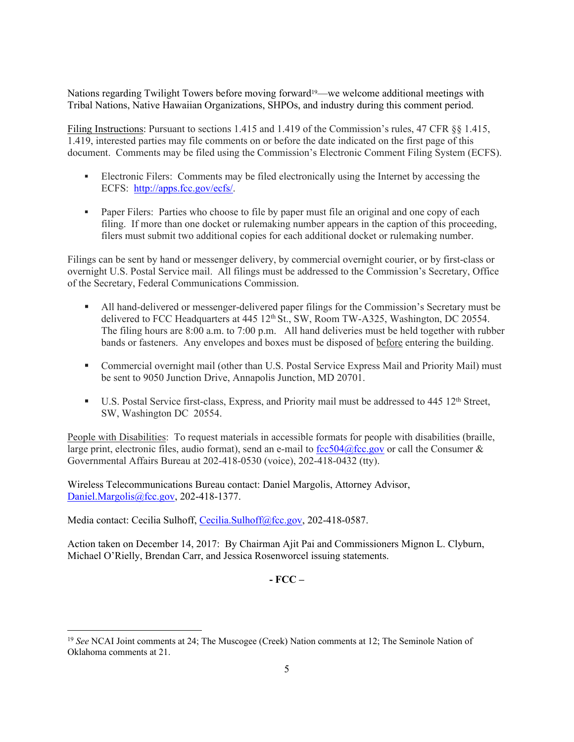Nations regarding Twilight Towers before moving forward[19]—we welcome additional meetings with Tribal Nations, Native Hawaiian Organizations, SHPOs, and industry during this comment period.

Filing Instructions: Pursuant to sections 1.415 and 1.419 of the Commission's rules, 47 CFR §§ 1.415, 1.419, interested parties may file comments on or before the date indicated on the first page of this document. Comments may be filed using the Commission's Electronic Comment Filing System (ECFS).

- Electronic Filers: Comments may be filed electronically using the Internet by accessing the ECFS: http://apps.fcc.gov/ecfs/.

- Paper Filers: Parties who choose to file by paper must file an original and one copy of each filing. If more than one docket or rulemaking number appears in the caption of this proceeding, filers must submit two additional copies for each additional docket or rulemaking number.

Filings can be sent by hand or messenger delivery, by commercial overnight courier, or by first-class or overnight U.S. Postal Service mail. All filings must be addressed to the Commission's Secretary, Office of the Secretary, Federal Communications Commission.

- All hand-delivered or messenger-delivered paper filings for the Commission's Secretary must be delivered to FCC Headquarters at 445 12th St., SW, Room TW-A325, Washington, DC 20554. The filing hours are 8:00 a.m. to 7:00 p.m. All hand deliveries must be held together with rubber bands or fasteners. Any envelopes and boxes must be disposed of before entering the building.

- Commercial overnight mail (other than U.S. Postal Service Express Mail and Priority Mail) must be sent to 9050 Junction Drive, Annapolis Junction, MD 20701.

- U.S. Postal Service first-class, Express, and Priority mail must be addressed to 445 12th Street, SW, Washington DC 20554.

People with Disabilities: To request materials in accessible formats for people with disabilities (braille, large print, electronic files, audio format), send an e-mail to fcc504@fcc.gov or call the Consumer & Governmental Affairs Bureau at 202-418-0530 (voice), 202-418-0432 (tty).

Wireless Telecommunications Bureau contact: Daniel Margolis, Attorney Advisor, Daniel.Margolis@fcc.gov, 202-418-1377.

Media contact: Cecilia Sulhoff, Cecilia.Sulhoff@fcc.gov, 202-418-0587.

Action taken on December 14, 2017: By Chairman Ajit Pai and Commissioners Mignon L. Clyburn, Michael O'Rielly, Brendan Carr, and Jessica Rosenworcel issuing statements.

**- FCC –**

---

[19] *See* NCAI Joint comments at 24; The Muscogee (Creek) Nation comments at 12; The Seminole Nation of Oklahoma comments at 21.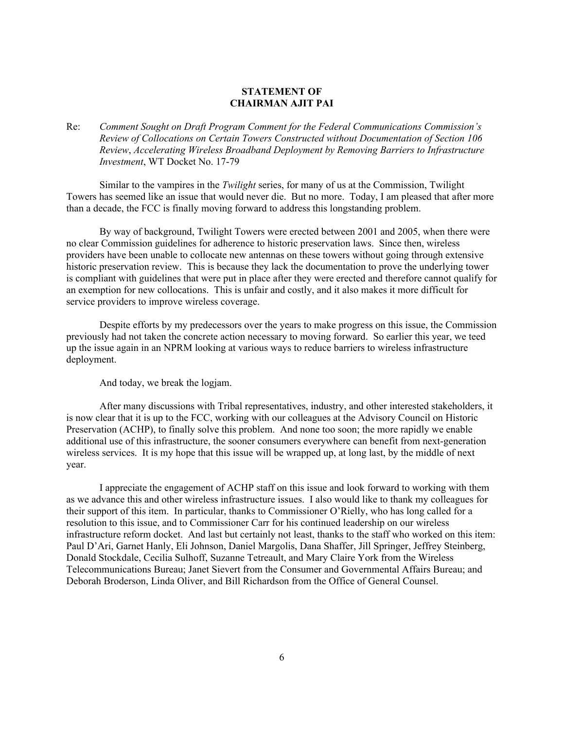**STATEMENT OF**
**CHAIRMAN AJIT PAI**

Re: *Comment Sought on Draft Program Comment for the Federal Communications Commission's Review of Collocations on Certain Towers Constructed without Documentation of Section 106 Review*, *Accelerating Wireless Broadband Deployment by Removing Barriers to Infrastructure Investment*, WT Docket No. 17-79

Similar to the vampires in the *Twilight* series, for many of us at the Commission, Twilight Towers has seemed like an issue that would never die. But no more. Today, I am pleased that after more than a decade, the FCC is finally moving forward to address this longstanding problem.

By way of background, Twilight Towers were erected between 2001 and 2005, when there were no clear Commission guidelines for adherence to historic preservation laws. Since then, wireless providers have been unable to collocate new antennas on these towers without going through extensive historic preservation review. This is because they lack the documentation to prove the underlying tower is compliant with guidelines that were put in place after they were erected and therefore cannot qualify for an exemption for new collocations. This is unfair and costly, and it also makes it more difficult for service providers to improve wireless coverage.

Despite efforts by my predecessors over the years to make progress on this issue, the Commission previously had not taken the concrete action necessary to moving forward. So earlier this year, we teed up the issue again in an NPRM looking at various ways to reduce barriers to wireless infrastructure deployment.

And today, we break the logjam.

After many discussions with Tribal representatives, industry, and other interested stakeholders, it is now clear that it is up to the FCC, working with our colleagues at the Advisory Council on Historic Preservation (ACHP), to finally solve this problem. And none too soon; the more rapidly we enable additional use of this infrastructure, the sooner consumers everywhere can benefit from next-generation wireless services. It is my hope that this issue will be wrapped up, at long last, by the middle of next year.

I appreciate the engagement of ACHP staff on this issue and look forward to working with them as we advance this and other wireless infrastructure issues. I also would like to thank my colleagues for their support of this item. In particular, thanks to Commissioner O'Rielly, who has long called for a resolution to this issue, and to Commissioner Carr for his continued leadership on our wireless infrastructure reform docket. And last but certainly not least, thanks to the staff who worked on this item: Paul D'Ari, Garnet Hanly, Eli Johnson, Daniel Margolis, Dana Shaffer, Jill Springer, Jeffrey Steinberg, Donald Stockdale, Cecilia Sulhoff, Suzanne Tetreault, and Mary Claire York from the Wireless Telecommunications Bureau; Janet Sievert from the Consumer and Governmental Affairs Bureau; and Deborah Broderson, Linda Oliver, and Bill Richardson from the Office of General Counsel.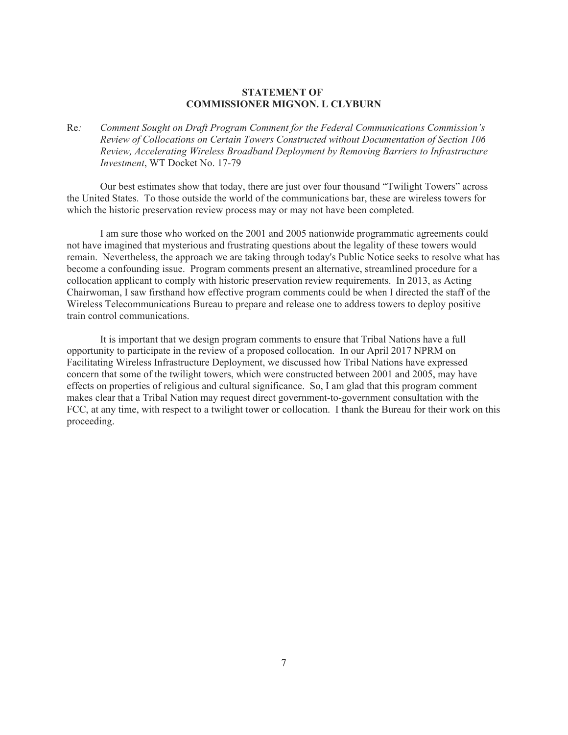**STATEMENT OF**
**COMMISSIONER MIGNON. L CLYBURN**

Re*: Comment Sought on Draft Program Comment for the Federal Communications Commission's Review of Collocations on Certain Towers Constructed without Documentation of Section 106 Review, Accelerating Wireless Broadband Deployment by Removing Barriers to Infrastructure Investment*, WT Docket No. 17-79

Our best estimates show that today, there are just over four thousand "Twilight Towers" across the United States. To those outside the world of the communications bar, these are wireless towers for which the historic preservation review process may or may not have been completed.

I am sure those who worked on the 2001 and 2005 nationwide programmatic agreements could not have imagined that mysterious and frustrating questions about the legality of these towers would remain. Nevertheless, the approach we are taking through today's Public Notice seeks to resolve what has become a confounding issue. Program comments present an alternative, streamlined procedure for a collocation applicant to comply with historic preservation review requirements. In 2013, as Acting Chairwoman, I saw firsthand how effective program comments could be when I directed the staff of the Wireless Telecommunications Bureau to prepare and release one to address towers to deploy positive train control communications.

It is important that we design program comments to ensure that Tribal Nations have a full opportunity to participate in the review of a proposed collocation. In our April 2017 NPRM on Facilitating Wireless Infrastructure Deployment, we discussed how Tribal Nations have expressed concern that some of the twilight towers, which were constructed between 2001 and 2005, may have effects on properties of religious and cultural significance. So, I am glad that this program comment makes clear that a Tribal Nation may request direct government-to-government consultation with the FCC, at any time, with respect to a twilight tower or collocation. I thank the Bureau for their work on this proceeding.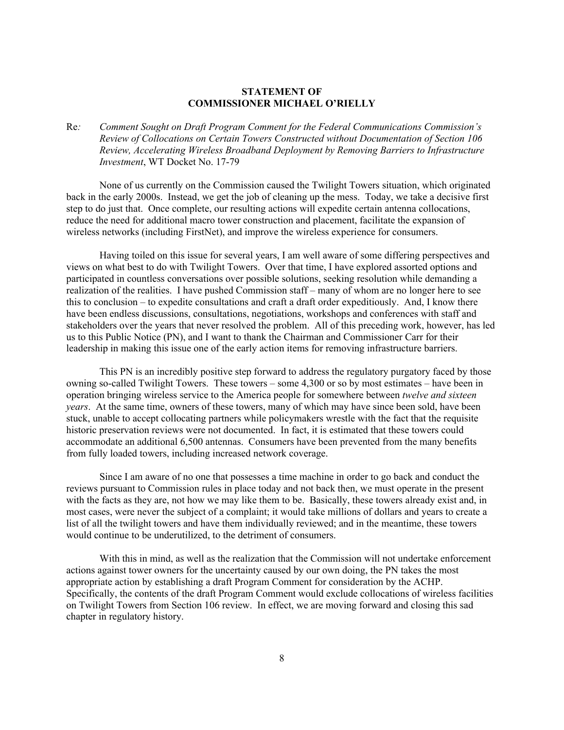**STATEMENT OF**
**COMMISSIONER MICHAEL O'RIELLY**

Re*:* *Comment Sought on Draft Program Comment for the Federal Communications Commission's Review of Collocations on Certain Towers Constructed without Documentation of Section 106 Review, Accelerating Wireless Broadband Deployment by Removing Barriers to Infrastructure Investment*, WT Docket No. 17-79

None of us currently on the Commission caused the Twilight Towers situation, which originated back in the early 2000s. Instead, we get the job of cleaning up the mess. Today, we take a decisive first step to do just that. Once complete, our resulting actions will expedite certain antenna collocations, reduce the need for additional macro tower construction and placement, facilitate the expansion of wireless networks (including FirstNet), and improve the wireless experience for consumers.

Having toiled on this issue for several years, I am well aware of some differing perspectives and views on what best to do with Twilight Towers. Over that time, I have explored assorted options and participated in countless conversations over possible solutions, seeking resolution while demanding a realization of the realities. I have pushed Commission staff – many of whom are no longer here to see this to conclusion – to expedite consultations and craft a draft order expeditiously. And, I know there have been endless discussions, consultations, negotiations, workshops and conferences with staff and stakeholders over the years that never resolved the problem. All of this preceding work, however, has led us to this Public Notice (PN), and I want to thank the Chairman and Commissioner Carr for their leadership in making this issue one of the early action items for removing infrastructure barriers.

This PN is an incredibly positive step forward to address the regulatory purgatory faced by those owning so-called Twilight Towers. These towers – some 4,300 or so by most estimates – have been in operation bringing wireless service to the America people for somewhere between *twelve and sixteen years*. At the same time, owners of these towers, many of which may have since been sold, have been stuck, unable to accept collocating partners while policymakers wrestle with the fact that the requisite historic preservation reviews were not documented. In fact, it is estimated that these towers could accommodate an additional 6,500 antennas. Consumers have been prevented from the many benefits from fully loaded towers, including increased network coverage.

Since I am aware of no one that possesses a time machine in order to go back and conduct the reviews pursuant to Commission rules in place today and not back then, we must operate in the present with the facts as they are, not how we may like them to be. Basically, these towers already exist and, in most cases, were never the subject of a complaint; it would take millions of dollars and years to create a list of all the twilight towers and have them individually reviewed; and in the meantime, these towers would continue to be underutilized, to the detriment of consumers.

With this in mind, as well as the realization that the Commission will not undertake enforcement actions against tower owners for the uncertainty caused by our own doing, the PN takes the most appropriate action by establishing a draft Program Comment for consideration by the ACHP. Specifically, the contents of the draft Program Comment would exclude collocations of wireless facilities on Twilight Towers from Section 106 review. In effect, we are moving forward and closing this sad chapter in regulatory history.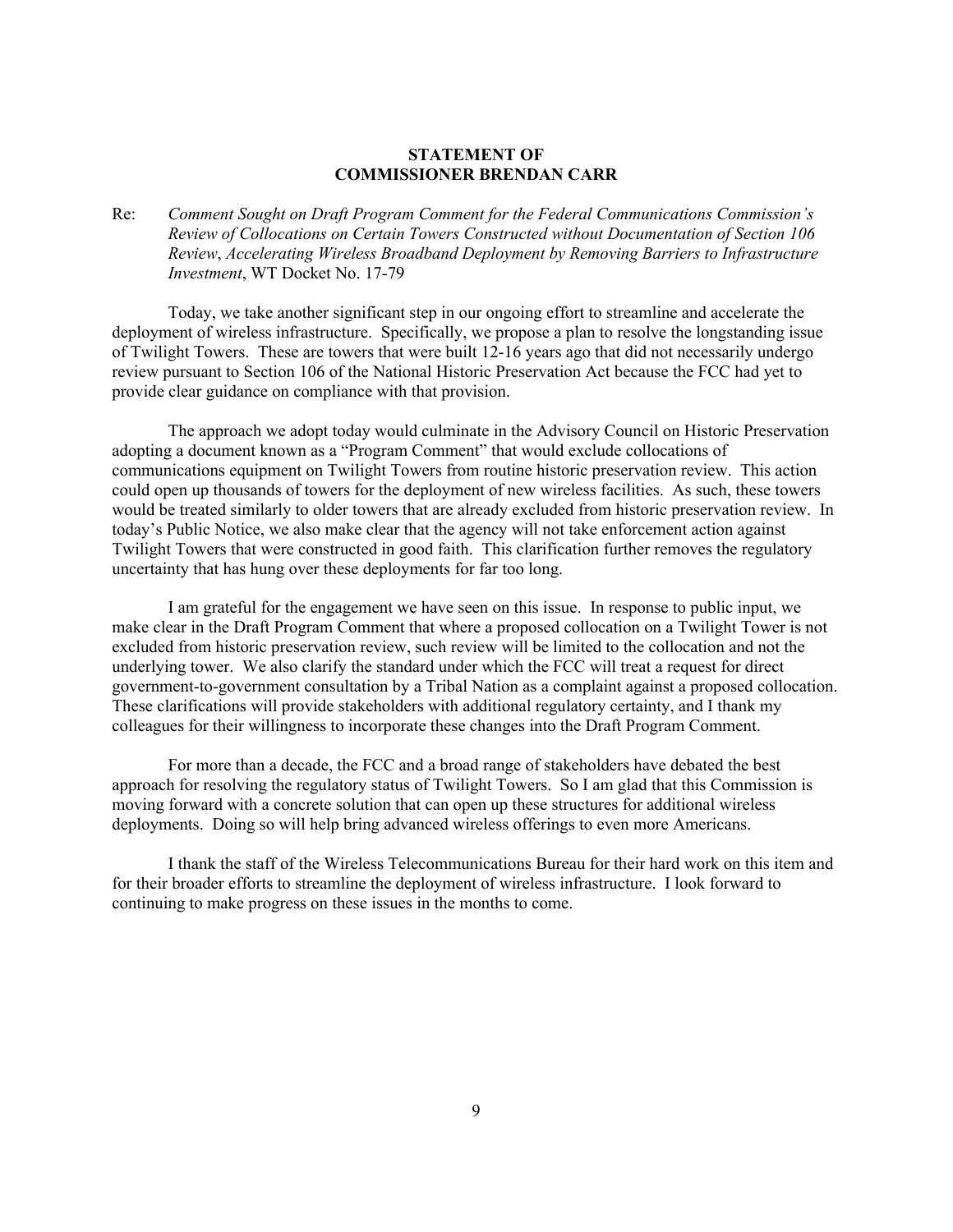**STATEMENT OF**
**COMMISSIONER BRENDAN CARR**

Re: *Comment Sought on Draft Program Comment for the Federal Communications Commission's Review of Collocations on Certain Towers Constructed without Documentation of Section 106 Review*, *Accelerating Wireless Broadband Deployment by Removing Barriers to Infrastructure Investment*, WT Docket No. 17-79

Today, we take another significant step in our ongoing effort to streamline and accelerate the deployment of wireless infrastructure. Specifically, we propose a plan to resolve the longstanding issue of Twilight Towers. These are towers that were built 12-16 years ago that did not necessarily undergo review pursuant to Section 106 of the National Historic Preservation Act because the FCC had yet to provide clear guidance on compliance with that provision.

The approach we adopt today would culminate in the Advisory Council on Historic Preservation adopting a document known as a "Program Comment" that would exclude collocations of communications equipment on Twilight Towers from routine historic preservation review. This action could open up thousands of towers for the deployment of new wireless facilities. As such, these towers would be treated similarly to older towers that are already excluded from historic preservation review. In today's Public Notice, we also make clear that the agency will not take enforcement action against Twilight Towers that were constructed in good faith. This clarification further removes the regulatory uncertainty that has hung over these deployments for far too long.

I am grateful for the engagement we have seen on this issue. In response to public input, we make clear in the Draft Program Comment that where a proposed collocation on a Twilight Tower is not excluded from historic preservation review, such review will be limited to the collocation and not the underlying tower. We also clarify the standard under which the FCC will treat a request for direct government-to-government consultation by a Tribal Nation as a complaint against a proposed collocation. These clarifications will provide stakeholders with additional regulatory certainty, and I thank my colleagues for their willingness to incorporate these changes into the Draft Program Comment.

For more than a decade, the FCC and a broad range of stakeholders have debated the best approach for resolving the regulatory status of Twilight Towers. So I am glad that this Commission is moving forward with a concrete solution that can open up these structures for additional wireless deployments. Doing so will help bring advanced wireless offerings to even more Americans.

I thank the staff of the Wireless Telecommunications Bureau for their hard work on this item and for their broader efforts to streamline the deployment of wireless infrastructure. I look forward to continuing to make progress on these issues in the months to come.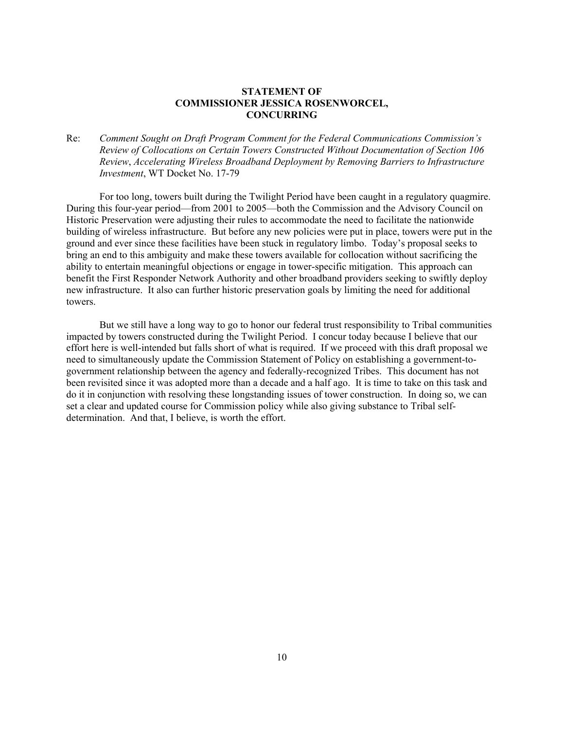**STATEMENT OF**
**COMMISSIONER JESSICA ROSENWORCEL,**
**CONCURRING**

Re: *Comment Sought on Draft Program Comment for the Federal Communications Commission's Review of Collocations on Certain Towers Constructed Without Documentation of Section 106 Review*, *Accelerating Wireless Broadband Deployment by Removing Barriers to Infrastructure Investment*, WT Docket No. 17-79

For too long, towers built during the Twilight Period have been caught in a regulatory quagmire. During this four-year period—from 2001 to 2005—both the Commission and the Advisory Council on Historic Preservation were adjusting their rules to accommodate the need to facilitate the nationwide building of wireless infrastructure. But before any new policies were put in place, towers were put in the ground and ever since these facilities have been stuck in regulatory limbo. Today's proposal seeks to bring an end to this ambiguity and make these towers available for collocation without sacrificing the ability to entertain meaningful objections or engage in tower-specific mitigation. This approach can benefit the First Responder Network Authority and other broadband providers seeking to swiftly deploy new infrastructure. It also can further historic preservation goals by limiting the need for additional towers.

But we still have a long way to go to honor our federal trust responsibility to Tribal communities impacted by towers constructed during the Twilight Period. I concur today because I believe that our effort here is well-intended but falls short of what is required. If we proceed with this draft proposal we need to simultaneously update the Commission Statement of Policy on establishing a government-to-government relationship between the agency and federally-recognized Tribes. This document has not been revisited since it was adopted more than a decade and a half ago. It is time to take on this task and do it in conjunction with resolving these longstanding issues of tower construction. In doing so, we can set a clear and updated course for Commission policy while also giving substance to Tribal self-determination. And that, I believe, is worth the effort.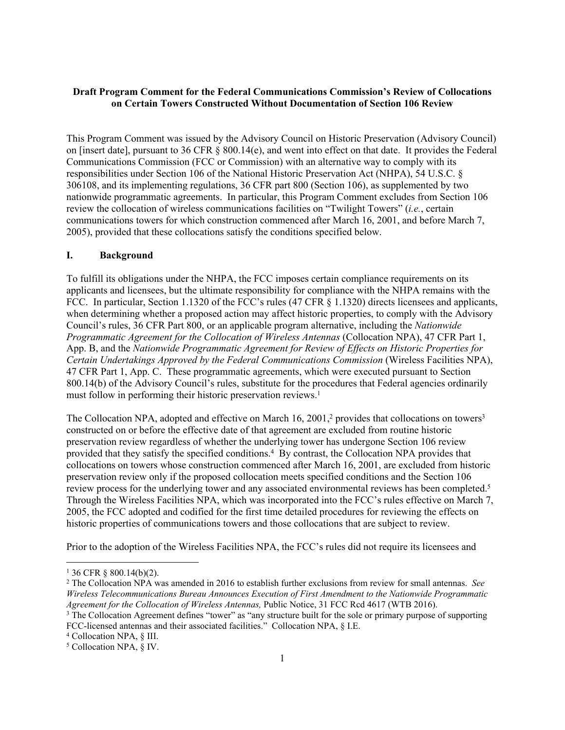**Draft Program Comment for the Federal Communications Commission's Review of Collocations on Certain Towers Constructed Without Documentation of Section 106 Review**

This Program Comment was issued by the Advisory Council on Historic Preservation (Advisory Council) on [insert date], pursuant to 36 CFR § 800.14(e), and went into effect on that date. It provides the Federal Communications Commission (FCC or Commission) with an alternative way to comply with its responsibilities under Section 106 of the National Historic Preservation Act (NHPA), 54 U.S.C. § 306108, and its implementing regulations, 36 CFR part 800 (Section 106), as supplemented by two nationwide programmatic agreements. In particular, this Program Comment excludes from Section 106 review the collocation of wireless communications facilities on "Twilight Towers" (*i.e.*, certain communications towers for which construction commenced after March 16, 2001, and before March 7, 2005), provided that these collocations satisfy the conditions specified below.

## I. Background

To fulfill its obligations under the NHPA, the FCC imposes certain compliance requirements on its applicants and licensees, but the ultimate responsibility for compliance with the NHPA remains with the FCC. In particular, Section 1.1320 of the FCC's rules (47 CFR § 1.1320) directs licensees and applicants, when determining whether a proposed action may affect historic properties, to comply with the Advisory Council's rules, 36 CFR Part 800, or an applicable program alternative, including the *Nationwide Programmatic Agreement for the Collocation of Wireless Antennas* (Collocation NPA), 47 CFR Part 1, App. B, and the *Nationwide Programmatic Agreement for Review of Effects on Historic Properties for Certain Undertakings Approved by the Federal Communications Commission* (Wireless Facilities NPA), 47 CFR Part 1, App. C. These programmatic agreements, which were executed pursuant to Section 800.14(b) of the Advisory Council's rules, substitute for the procedures that Federal agencies ordinarily must follow in performing their historic preservation reviews.[1]

The Collocation NPA, adopted and effective on March 16, 2001,[2] provides that collocations on towers[3] constructed on or before the effective date of that agreement are excluded from routine historic preservation review regardless of whether the underlying tower has undergone Section 106 review provided that they satisfy the specified conditions.[4] By contrast, the Collocation NPA provides that collocations on towers whose construction commenced after March 16, 2001, are excluded from historic preservation review only if the proposed collocation meets specified conditions and the Section 106 review process for the underlying tower and any associated environmental reviews has been completed.[5] Through the Wireless Facilities NPA, which was incorporated into the FCC's rules effective on March 7, 2005, the FCC adopted and codified for the first time detailed procedures for reviewing the effects on historic properties of communications towers and those collocations that are subject to review.

Prior to the adoption of the Wireless Facilities NPA, the FCC's rules did not require its licensees and

---

[1] 36 CFR § 800.14(b)(2).

[2] The Collocation NPA was amended in 2016 to establish further exclusions from review for small antennas. *See Wireless Telecommunications Bureau Announces Execution of First Amendment to the Nationwide Programmatic Agreement for the Collocation of Wireless Antennas,* Public Notice, 31 FCC Rcd 4617 (WTB 2016).

[3] The Collocation Agreement defines "tower" as "any structure built for the sole or primary purpose of supporting FCC-licensed antennas and their associated facilities." Collocation NPA, § I.E.

[4] Collocation NPA, § III.

[5] Collocation NPA, § IV.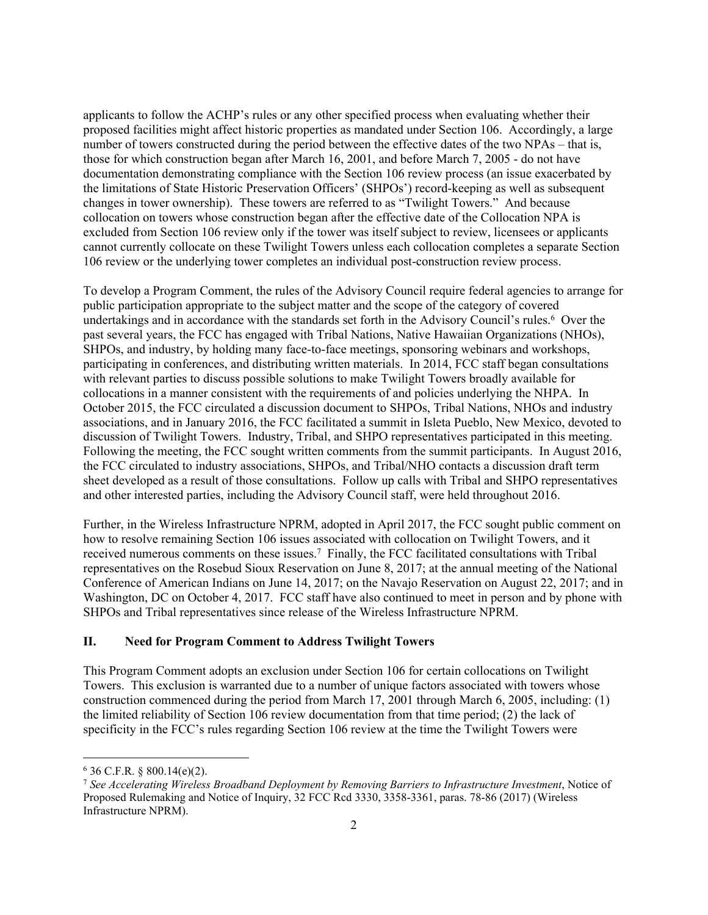applicants to follow the ACHP's rules or any other specified process when evaluating whether their proposed facilities might affect historic properties as mandated under Section 106. Accordingly, a large number of towers constructed during the period between the effective dates of the two NPAs – that is, those for which construction began after March 16, 2001, and before March 7, 2005 - do not have documentation demonstrating compliance with the Section 106 review process (an issue exacerbated by the limitations of State Historic Preservation Officers' (SHPOs') record-keeping as well as subsequent changes in tower ownership). These towers are referred to as "Twilight Towers." And because collocation on towers whose construction began after the effective date of the Collocation NPA is excluded from Section 106 review only if the tower was itself subject to review, licensees or applicants cannot currently collocate on these Twilight Towers unless each collocation completes a separate Section 106 review or the underlying tower completes an individual post-construction review process.

To develop a Program Comment, the rules of the Advisory Council require federal agencies to arrange for public participation appropriate to the subject matter and the scope of the category of covered undertakings and in accordance with the standards set forth in the Advisory Council's rules.[6] Over the past several years, the FCC has engaged with Tribal Nations, Native Hawaiian Organizations (NHOs), SHPOs, and industry, by holding many face-to-face meetings, sponsoring webinars and workshops, participating in conferences, and distributing written materials. In 2014, FCC staff began consultations with relevant parties to discuss possible solutions to make Twilight Towers broadly available for collocations in a manner consistent with the requirements of and policies underlying the NHPA. In October 2015, the FCC circulated a discussion document to SHPOs, Tribal Nations, NHOs and industry associations, and in January 2016, the FCC facilitated a summit in Isleta Pueblo, New Mexico, devoted to discussion of Twilight Towers. Industry, Tribal, and SHPO representatives participated in this meeting. Following the meeting, the FCC sought written comments from the summit participants. In August 2016, the FCC circulated to industry associations, SHPOs, and Tribal/NHO contacts a discussion draft term sheet developed as a result of those consultations. Follow up calls with Tribal and SHPO representatives and other interested parties, including the Advisory Council staff, were held throughout 2016.

Further, in the Wireless Infrastructure NPRM, adopted in April 2017, the FCC sought public comment on how to resolve remaining Section 106 issues associated with collocation on Twilight Towers, and it received numerous comments on these issues.[7] Finally, the FCC facilitated consultations with Tribal representatives on the Rosebud Sioux Reservation on June 8, 2017; at the annual meeting of the National Conference of American Indians on June 14, 2017; on the Navajo Reservation on August 22, 2017; and in Washington, DC on October 4, 2017. FCC staff have also continued to meet in person and by phone with SHPOs and Tribal representatives since release of the Wireless Infrastructure NPRM.

## II. Need for Program Comment to Address Twilight Towers

This Program Comment adopts an exclusion under Section 106 for certain collocations on Twilight Towers. This exclusion is warranted due to a number of unique factors associated with towers whose construction commenced during the period from March 17, 2001 through March 6, 2005, including: (1) the limited reliability of Section 106 review documentation from that time period; (2) the lack of specificity in the FCC's rules regarding Section 106 review at the time the Twilight Towers were

---

[6] 36 C.F.R. § 800.14(e)(2).

[7] *See Accelerating Wireless Broadband Deployment by Removing Barriers to Infrastructure Investment*, Notice of Proposed Rulemaking and Notice of Inquiry, 32 FCC Rcd 3330, 3358-3361, paras. 78-86 (2017) (Wireless Infrastructure NPRM).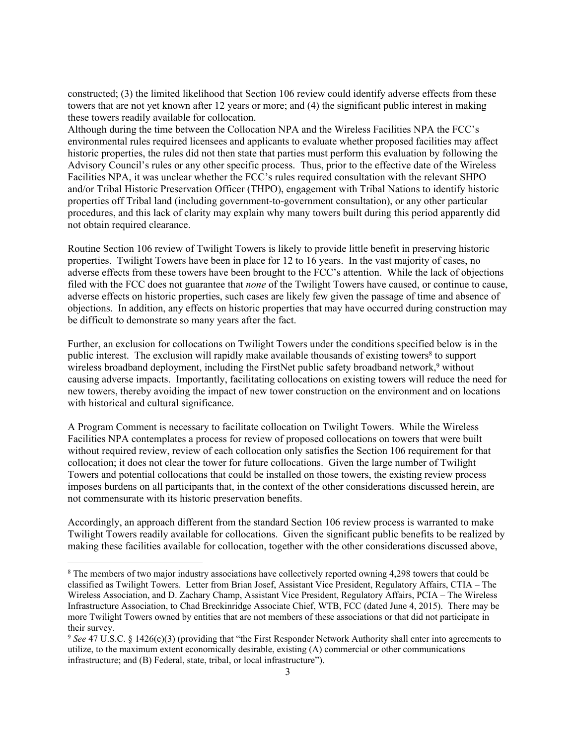constructed; (3) the limited likelihood that Section 106 review could identify adverse effects from these towers that are not yet known after 12 years or more; and (4) the significant public interest in making these towers readily available for collocation.

Although during the time between the Collocation NPA and the Wireless Facilities NPA the FCC's environmental rules required licensees and applicants to evaluate whether proposed facilities may affect historic properties, the rules did not then state that parties must perform this evaluation by following the Advisory Council's rules or any other specific process. Thus, prior to the effective date of the Wireless Facilities NPA, it was unclear whether the FCC's rules required consultation with the relevant SHPO and/or Tribal Historic Preservation Officer (THPO), engagement with Tribal Nations to identify historic properties off Tribal land (including government-to-government consultation), or any other particular procedures, and this lack of clarity may explain why many towers built during this period apparently did not obtain required clearance.

Routine Section 106 review of Twilight Towers is likely to provide little benefit in preserving historic properties. Twilight Towers have been in place for 12 to 16 years. In the vast majority of cases, no adverse effects from these towers have been brought to the FCC's attention. While the lack of objections filed with the FCC does not guarantee that *none* of the Twilight Towers have caused, or continue to cause, adverse effects on historic properties, such cases are likely few given the passage of time and absence of objections. In addition, any effects on historic properties that may have occurred during construction may be difficult to demonstrate so many years after the fact.

Further, an exclusion for collocations on Twilight Towers under the conditions specified below is in the public interest. The exclusion will rapidly make available thousands of existing towers[8] to support wireless broadband deployment, including the FirstNet public safety broadband network,[9] without causing adverse impacts. Importantly, facilitating collocations on existing towers will reduce the need for new towers, thereby avoiding the impact of new tower construction on the environment and on locations with historical and cultural significance.

A Program Comment is necessary to facilitate collocation on Twilight Towers. While the Wireless Facilities NPA contemplates a process for review of proposed collocations on towers that were built without required review, review of each collocation only satisfies the Section 106 requirement for that collocation; it does not clear the tower for future collocations. Given the large number of Twilight Towers and potential collocations that could be installed on those towers, the existing review process imposes burdens on all participants that, in the context of the other considerations discussed herein, are not commensurate with its historic preservation benefits.

Accordingly, an approach different from the standard Section 106 review process is warranted to make Twilight Towers readily available for collocations. Given the significant public benefits to be realized by making these facilities available for collocation, together with the other considerations discussed above,

---

[8] The members of two major industry associations have collectively reported owning 4,298 towers that could be classified as Twilight Towers. Letter from Brian Josef, Assistant Vice President, Regulatory Affairs, CTIA – The Wireless Association, and D. Zachary Champ, Assistant Vice President, Regulatory Affairs, PCIA – The Wireless Infrastructure Association, to Chad Breckinridge Associate Chief, WTB, FCC (dated June 4, 2015). There may be more Twilight Towers owned by entities that are not members of these associations or that did not participate in their survey.

[9] *See* 47 U.S.C. § 1426(c)(3) (providing that "the First Responder Network Authority shall enter into agreements to utilize, to the maximum extent economically desirable, existing (A) commercial or other communications infrastructure; and (B) Federal, state, tribal, or local infrastructure").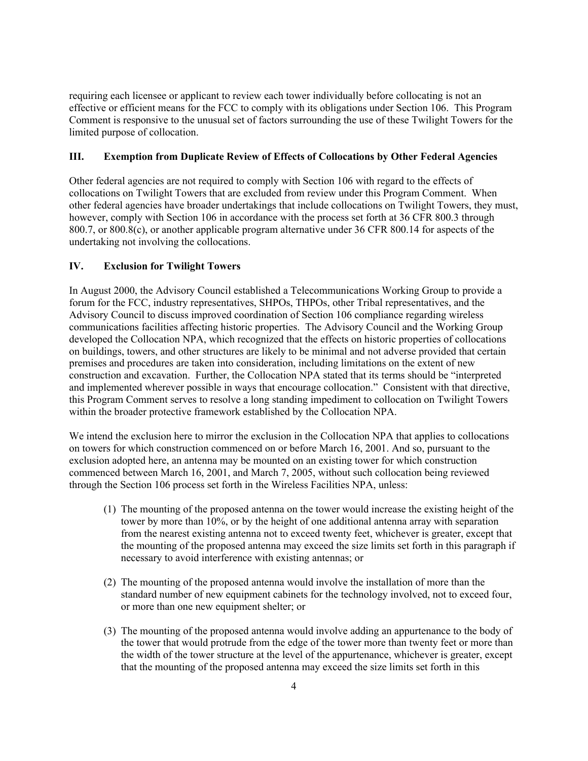requiring each licensee or applicant to review each tower individually before collocating is not an effective or efficient means for the FCC to comply with its obligations under Section 106. This Program Comment is responsive to the unusual set of factors surrounding the use of these Twilight Towers for the limited purpose of collocation.

## III. Exemption from Duplicate Review of Effects of Collocations by Other Federal Agencies

Other federal agencies are not required to comply with Section 106 with regard to the effects of collocations on Twilight Towers that are excluded from review under this Program Comment. When other federal agencies have broader undertakings that include collocations on Twilight Towers, they must, however, comply with Section 106 in accordance with the process set forth at 36 CFR 800.3 through 800.7, or 800.8(c), or another applicable program alternative under 36 CFR 800.14 for aspects of the undertaking not involving the collocations.

## IV. Exclusion for Twilight Towers

In August 2000, the Advisory Council established a Telecommunications Working Group to provide a forum for the FCC, industry representatives, SHPOs, THPOs, other Tribal representatives, and the Advisory Council to discuss improved coordination of Section 106 compliance regarding wireless communications facilities affecting historic properties. The Advisory Council and the Working Group developed the Collocation NPA, which recognized that the effects on historic properties of collocations on buildings, towers, and other structures are likely to be minimal and not adverse provided that certain premises and procedures are taken into consideration, including limitations on the extent of new construction and excavation. Further, the Collocation NPA stated that its terms should be "interpreted and implemented wherever possible in ways that encourage collocation." Consistent with that directive, this Program Comment serves to resolve a long standing impediment to collocation on Twilight Towers within the broader protective framework established by the Collocation NPA.

We intend the exclusion here to mirror the exclusion in the Collocation NPA that applies to collocations on towers for which construction commenced on or before March 16, 2001. And so, pursuant to the exclusion adopted here, an antenna may be mounted on an existing tower for which construction commenced between March 16, 2001, and March 7, 2005, without such collocation being reviewed through the Section 106 process set forth in the Wireless Facilities NPA, unless:

(1) The mounting of the proposed antenna on the tower would increase the existing height of the tower by more than 10%, or by the height of one additional antenna array with separation from the nearest existing antenna not to exceed twenty feet, whichever is greater, except that the mounting of the proposed antenna may exceed the size limits set forth in this paragraph if necessary to avoid interference with existing antennas; or

(2) The mounting of the proposed antenna would involve the installation of more than the standard number of new equipment cabinets for the technology involved, not to exceed four, or more than one new equipment shelter; or

(3) The mounting of the proposed antenna would involve adding an appurtenance to the body of the tower that would protrude from the edge of the tower more than twenty feet or more than the width of the tower structure at the level of the appurtenance, whichever is greater, except that the mounting of the proposed antenna may exceed the size limits set forth in this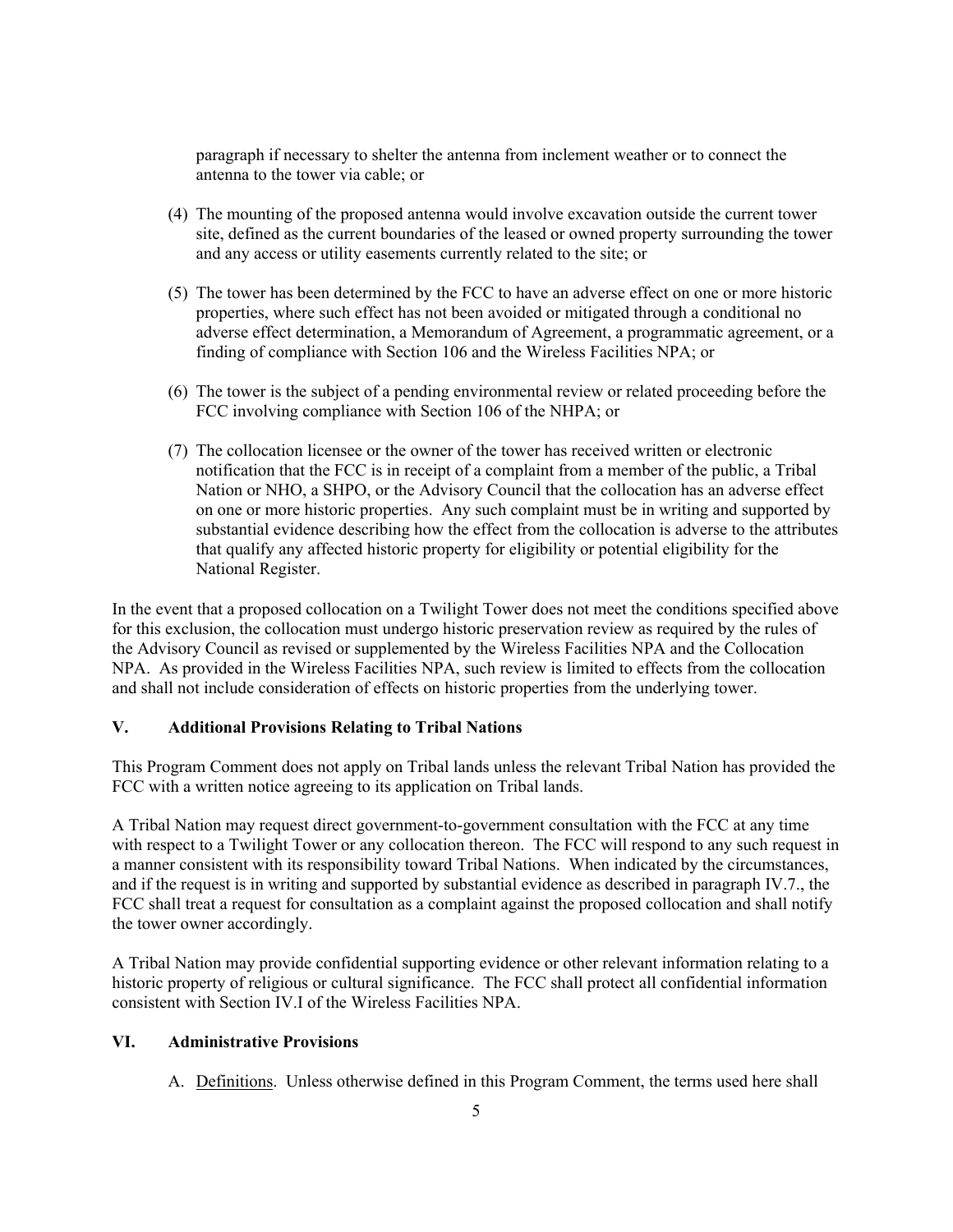paragraph if necessary to shelter the antenna from inclement weather or to connect the antenna to the tower via cable; or

(4) The mounting of the proposed antenna would involve excavation outside the current tower site, defined as the current boundaries of the leased or owned property surrounding the tower and any access or utility easements currently related to the site; or

(5) The tower has been determined by the FCC to have an adverse effect on one or more historic properties, where such effect has not been avoided or mitigated through a conditional no adverse effect determination, a Memorandum of Agreement, a programmatic agreement, or a finding of compliance with Section 106 and the Wireless Facilities NPA; or

(6) The tower is the subject of a pending environmental review or related proceeding before the FCC involving compliance with Section 106 of the NHPA; or

(7) The collocation licensee or the owner of the tower has received written or electronic notification that the FCC is in receipt of a complaint from a member of the public, a Tribal Nation or NHO, a SHPO, or the Advisory Council that the collocation has an adverse effect on one or more historic properties. Any such complaint must be in writing and supported by substantial evidence describing how the effect from the collocation is adverse to the attributes that qualify any affected historic property for eligibility or potential eligibility for the National Register.

In the event that a proposed collocation on a Twilight Tower does not meet the conditions specified above for this exclusion, the collocation must undergo historic preservation review as required by the rules of the Advisory Council as revised or supplemented by the Wireless Facilities NPA and the Collocation NPA. As provided in the Wireless Facilities NPA, such review is limited to effects from the collocation and shall not include consideration of effects on historic properties from the underlying tower.

## V. Additional Provisions Relating to Tribal Nations

This Program Comment does not apply on Tribal lands unless the relevant Tribal Nation has provided the FCC with a written notice agreeing to its application on Tribal lands.

A Tribal Nation may request direct government-to-government consultation with the FCC at any time with respect to a Twilight Tower or any collocation thereon. The FCC will respond to any such request in a manner consistent with its responsibility toward Tribal Nations. When indicated by the circumstances, and if the request is in writing and supported by substantial evidence as described in paragraph IV.7., the FCC shall treat a request for consultation as a complaint against the proposed collocation and shall notify the tower owner accordingly.

A Tribal Nation may provide confidential supporting evidence or other relevant information relating to a historic property of religious or cultural significance. The FCC shall protect all confidential information consistent with Section IV.I of the Wireless Facilities NPA.

## VI. Administrative Provisions

A. Definitions. Unless otherwise defined in this Program Comment, the terms used here shall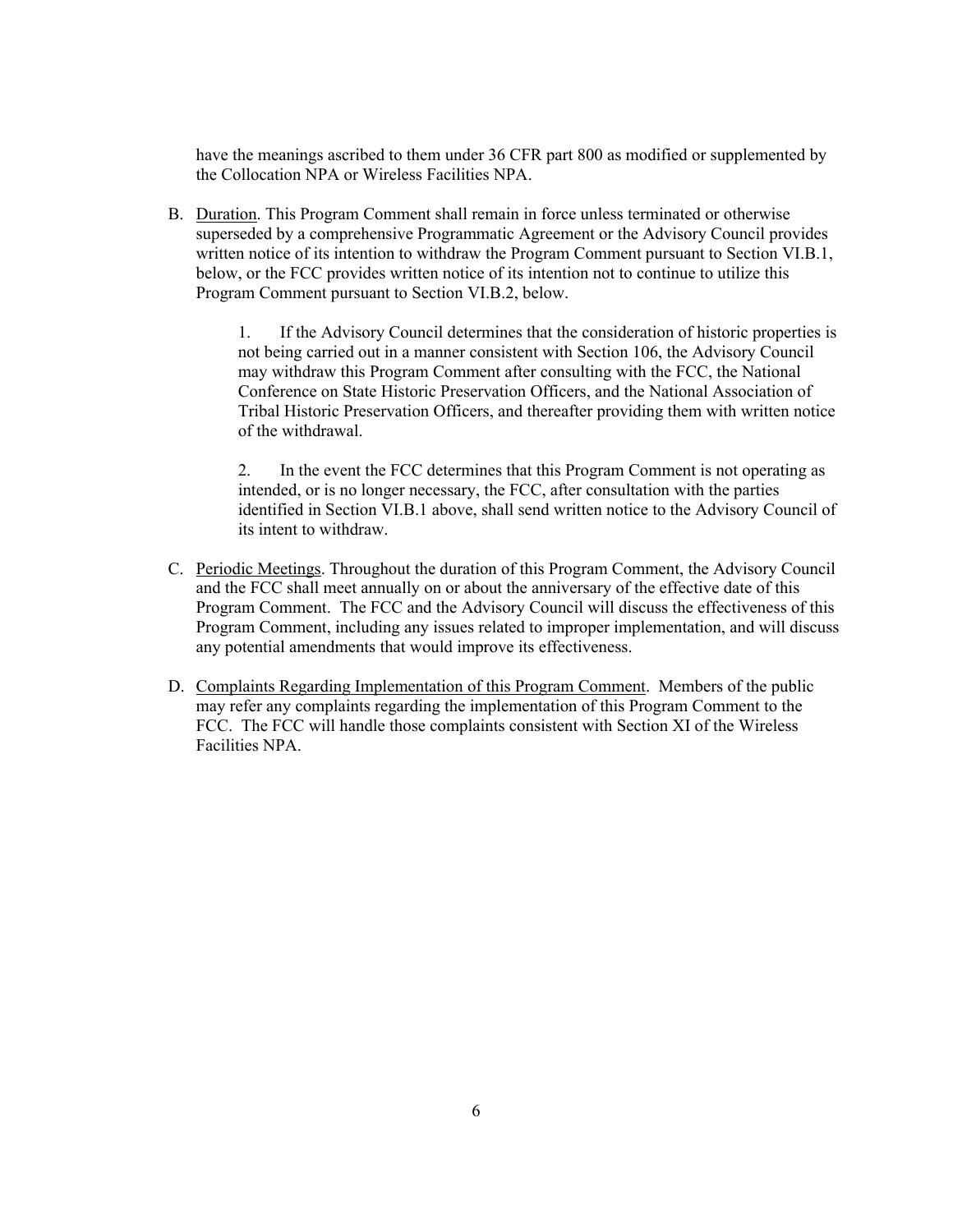have the meanings ascribed to them under 36 CFR part 800 as modified or supplemented by the Collocation NPA or Wireless Facilities NPA.

B. Duration. This Program Comment shall remain in force unless terminated or otherwise superseded by a comprehensive Programmatic Agreement or the Advisory Council provides written notice of its intention to withdraw the Program Comment pursuant to Section VI.B.1, below, or the FCC provides written notice of its intention not to continue to utilize this Program Comment pursuant to Section VI.B.2, below.

   1. If the Advisory Council determines that the consideration of historic properties is not being carried out in a manner consistent with Section 106, the Advisory Council may withdraw this Program Comment after consulting with the FCC, the National Conference on State Historic Preservation Officers, and the National Association of Tribal Historic Preservation Officers, and thereafter providing them with written notice of the withdrawal.

   2. In the event the FCC determines that this Program Comment is not operating as intended, or is no longer necessary, the FCC, after consultation with the parties identified in Section VI.B.1 above, shall send written notice to the Advisory Council of its intent to withdraw.

C. Periodic Meetings. Throughout the duration of this Program Comment, the Advisory Council and the FCC shall meet annually on or about the anniversary of the effective date of this Program Comment. The FCC and the Advisory Council will discuss the effectiveness of this Program Comment, including any issues related to improper implementation, and will discuss any potential amendments that would improve its effectiveness.

D. Complaints Regarding Implementation of this Program Comment. Members of the public may refer any complaints regarding the implementation of this Program Comment to the FCC. The FCC will handle those complaints consistent with Section XI of the Wireless Facilities NPA.